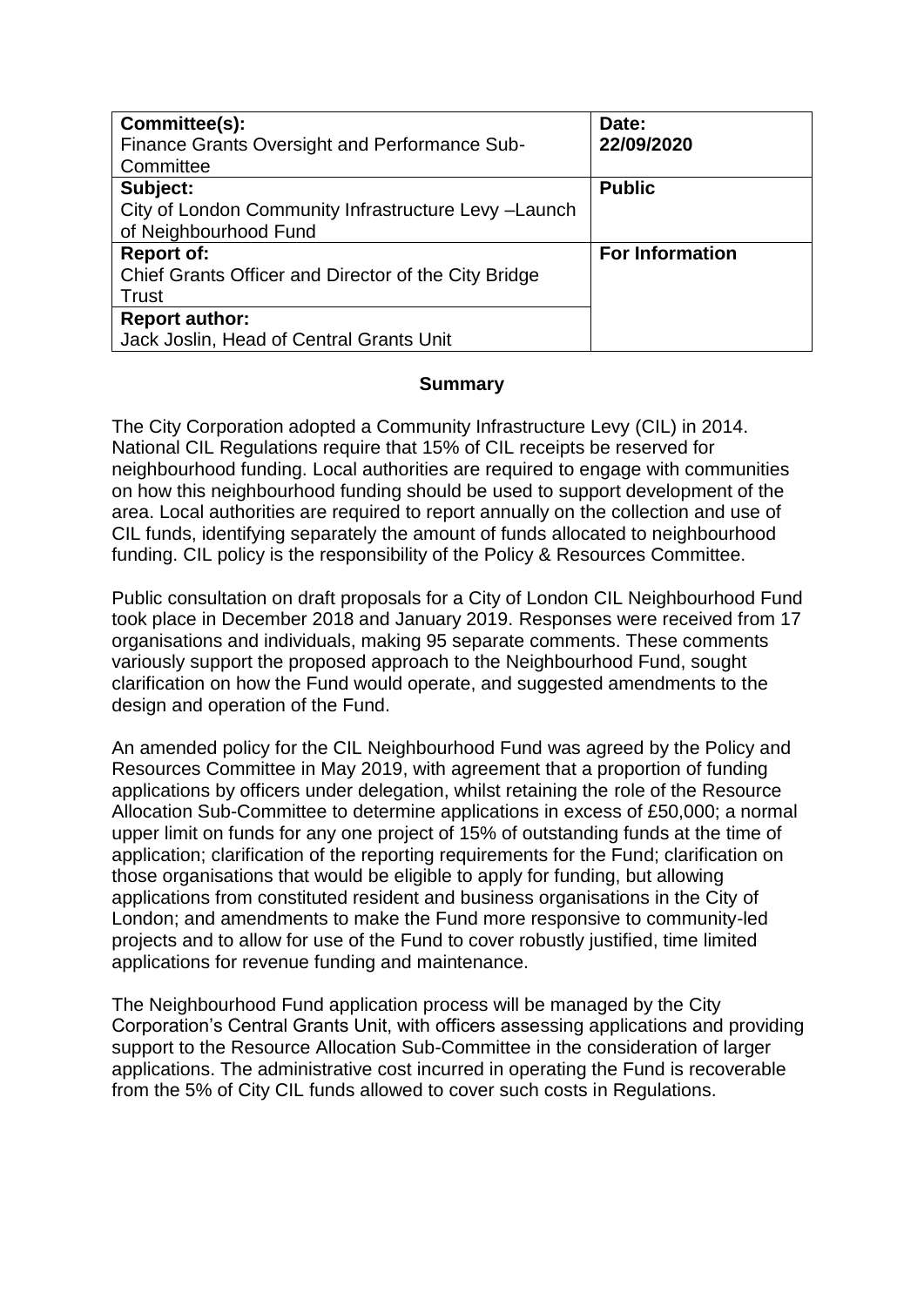| Committee(s):<br>Finance Grants Oversight and Performance Sub-Committee | Date:<br>**22/09/2020** |
|---|---|
| **Subject:**<br>City of London Community Infrastructure Levy –Launch of Neighbourhood Fund | **Public** |
| **Report of:**<br>Chief Grants Officer and Director of the City Bridge Trust | **For Information** |
| **Report author:**<br>Jack Joslin, Head of Central Grants Unit | |

## Summary

The City Corporation adopted a Community Infrastructure Levy (CIL) in 2014. National CIL Regulations require that 15% of CIL receipts be reserved for neighbourhood funding. Local authorities are required to engage with communities on how this neighbourhood funding should be used to support development of the area. Local authorities are required to report annually on the collection and use of CIL funds, identifying separately the amount of funds allocated to neighbourhood funding. CIL policy is the responsibility of the Policy & Resources Committee.

Public consultation on draft proposals for a City of London CIL Neighbourhood Fund took place in December 2018 and January 2019. Responses were received from 17 organisations and individuals, making 95 separate comments. These comments variously support the proposed approach to the Neighbourhood Fund, sought clarification on how the Fund would operate, and suggested amendments to the design and operation of the Fund.

An amended policy for the CIL Neighbourhood Fund was agreed by the Policy and Resources Committee in May 2019, with agreement that a proportion of funding applications by officers under delegation, whilst retaining the role of the Resource Allocation Sub-Committee to determine applications in excess of £50,000; a normal upper limit on funds for any one project of 15% of outstanding funds at the time of application; clarification of the reporting requirements for the Fund; clarification on those organisations that would be eligible to apply for funding, but allowing applications from constituted resident and business organisations in the City of London; and amendments to make the Fund more responsive to community-led projects and to allow for use of the Fund to cover robustly justified, time limited applications for revenue funding and maintenance.

The Neighbourhood Fund application process will be managed by the City Corporation's Central Grants Unit, with officers assessing applications and providing support to the Resource Allocation Sub-Committee in the consideration of larger applications. The administrative cost incurred in operating the Fund is recoverable from the 5% of City CIL funds allowed to cover such costs in Regulations.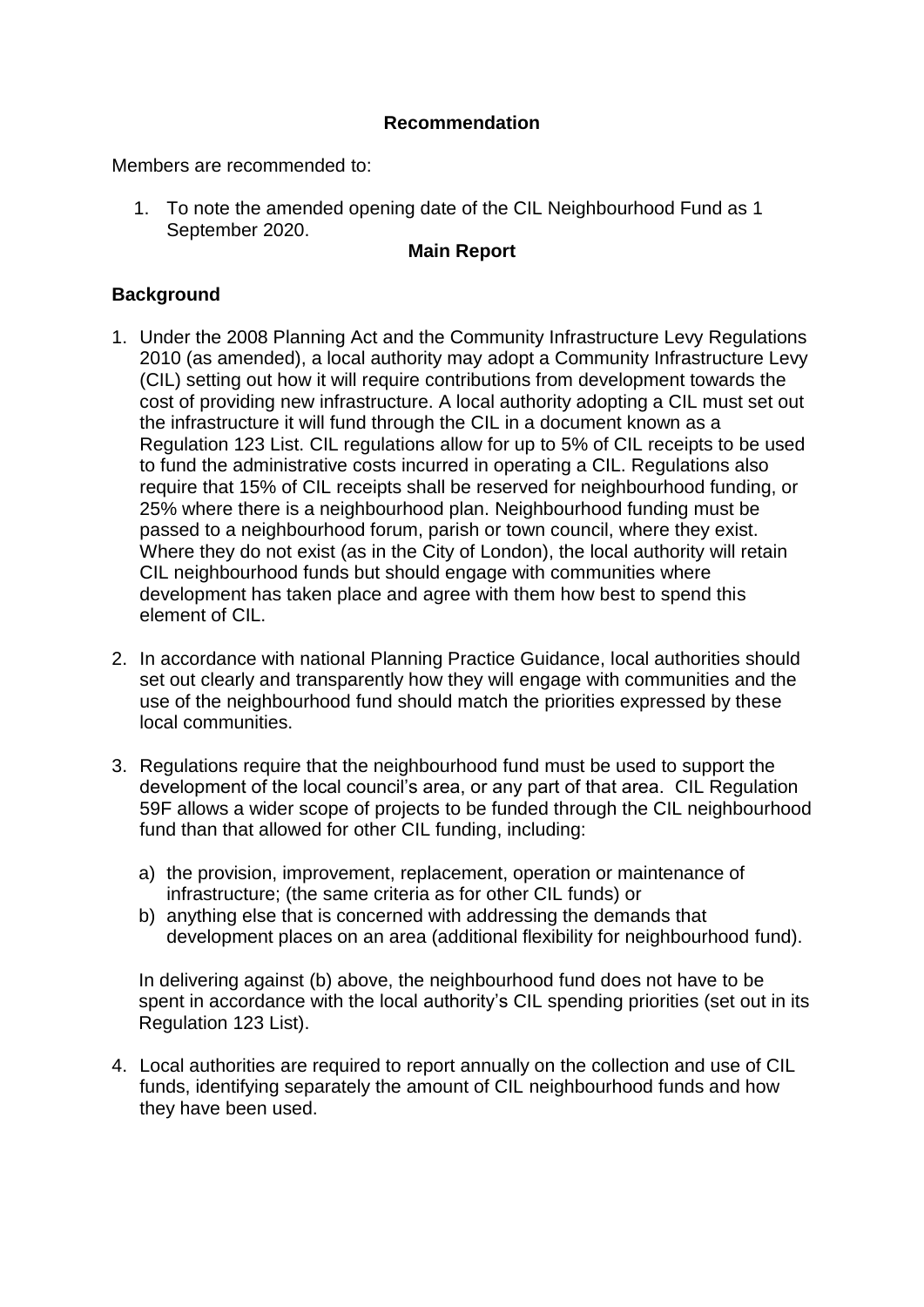**Recommendation**

Members are recommended to:

1. To note the amended opening date of the CIL Neighbourhood Fund as 1 September 2020.

**Main Report**

## Background

1. Under the 2008 Planning Act and the Community Infrastructure Levy Regulations 2010 (as amended), a local authority may adopt a Community Infrastructure Levy (CIL) setting out how it will require contributions from development towards the cost of providing new infrastructure. A local authority adopting a CIL must set out the infrastructure it will fund through the CIL in a document known as a Regulation 123 List. CIL regulations allow for up to 5% of CIL receipts to be used to fund the administrative costs incurred in operating a CIL. Regulations also require that 15% of CIL receipts shall be reserved for neighbourhood funding, or 25% where there is a neighbourhood plan. Neighbourhood funding must be passed to a neighbourhood forum, parish or town council, where they exist. Where they do not exist (as in the City of London), the local authority will retain CIL neighbourhood funds but should engage with communities where development has taken place and agree with them how best to spend this element of CIL.

2. In accordance with national Planning Practice Guidance, local authorities should set out clearly and transparently how they will engage with communities and the use of the neighbourhood fund should match the priorities expressed by these local communities.

3. Regulations require that the neighbourhood fund must be used to support the development of the local council's area, or any part of that area. CIL Regulation 59F allows a wider scope of projects to be funded through the CIL neighbourhood fund than that allowed for other CIL funding, including:

   a) the provision, improvement, replacement, operation or maintenance of infrastructure; (the same criteria as for other CIL funds) or
   b) anything else that is concerned with addressing the demands that development places on an area (additional flexibility for neighbourhood fund).

   In delivering against (b) above, the neighbourhood fund does not have to be spent in accordance with the local authority's CIL spending priorities (set out in its Regulation 123 List).

4. Local authorities are required to report annually on the collection and use of CIL funds, identifying separately the amount of CIL neighbourhood funds and how they have been used.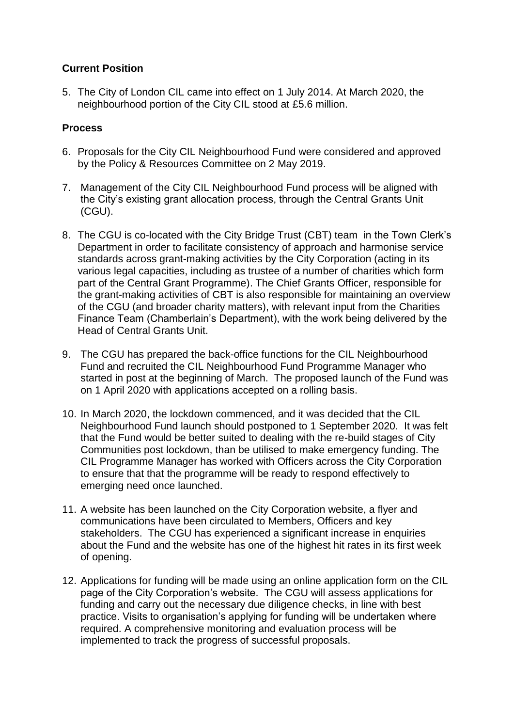**Current Position**

5. The City of London CIL came into effect on 1 July 2014. At March 2020, the neighbourhood portion of the City CIL stood at £5.6 million.

**Process**

6. Proposals for the City CIL Neighbourhood Fund were considered and approved by the Policy & Resources Committee on 2 May 2019.

7. Management of the City CIL Neighbourhood Fund process will be aligned with the City's existing grant allocation process, through the Central Grants Unit (CGU).

8. The CGU is co-located with the City Bridge Trust (CBT) team in the Town Clerk's Department in order to facilitate consistency of approach and harmonise service standards across grant-making activities by the City Corporation (acting in its various legal capacities, including as trustee of a number of charities which form part of the Central Grant Programme). The Chief Grants Officer, responsible for the grant-making activities of CBT is also responsible for maintaining an overview of the CGU (and broader charity matters), with relevant input from the Charities Finance Team (Chamberlain's Department), with the work being delivered by the Head of Central Grants Unit.

9. The CGU has prepared the back-office functions for the CIL Neighbourhood Fund and recruited the CIL Neighbourhood Fund Programme Manager who started in post at the beginning of March. The proposed launch of the Fund was on 1 April 2020 with applications accepted on a rolling basis.

10. In March 2020, the lockdown commenced, and it was decided that the CIL Neighbourhood Fund launch should postponed to 1 September 2020. It was felt that the Fund would be better suited to dealing with the re-build stages of City Communities post lockdown, than be utilised to make emergency funding. The CIL Programme Manager has worked with Officers across the City Corporation to ensure that that the programme will be ready to respond effectively to emerging need once launched.

11. A website has been launched on the City Corporation website, a flyer and communications have been circulated to Members, Officers and key stakeholders. The CGU has experienced a significant increase in enquiries about the Fund and the website has one of the highest hit rates in its first week of opening.

12. Applications for funding will be made using an online application form on the CIL page of the City Corporation's website. The CGU will assess applications for funding and carry out the necessary due diligence checks, in line with best practice. Visits to organisation's applying for funding will be undertaken where required. A comprehensive monitoring and evaluation process will be implemented to track the progress of successful proposals.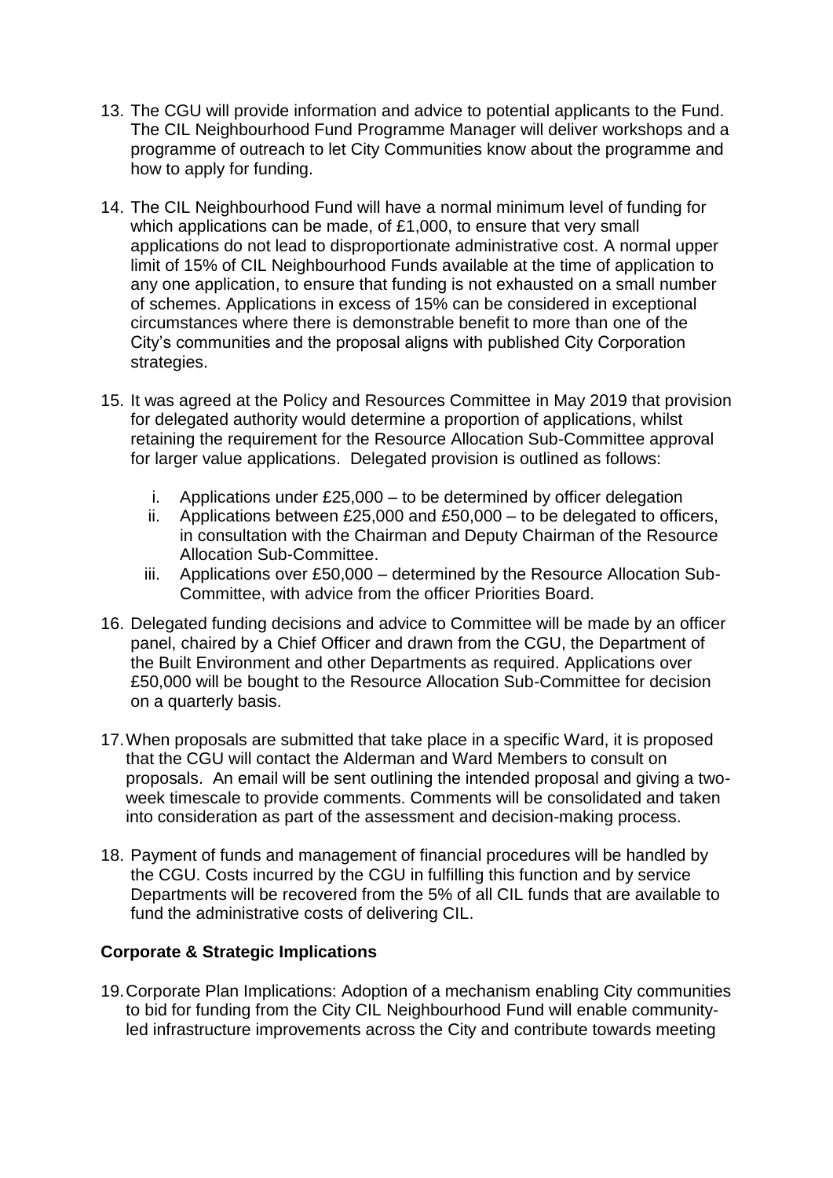13. The CGU will provide information and advice to potential applicants to the Fund. The CIL Neighbourhood Fund Programme Manager will deliver workshops and a programme of outreach to let City Communities know about the programme and how to apply for funding.

14. The CIL Neighbourhood Fund will have a normal minimum level of funding for which applications can be made, of £1,000, to ensure that very small applications do not lead to disproportionate administrative cost. A normal upper limit of 15% of CIL Neighbourhood Funds available at the time of application to any one application, to ensure that funding is not exhausted on a small number of schemes. Applications in excess of 15% can be considered in exceptional circumstances where there is demonstrable benefit to more than one of the City's communities and the proposal aligns with published City Corporation strategies.

15. It was agreed at the Policy and Resources Committee in May 2019 that provision for delegated authority would determine a proportion of applications, whilst retaining the requirement for the Resource Allocation Sub-Committee approval for larger value applications. Delegated provision is outlined as follows:

    i. Applications under £25,000 – to be determined by officer delegation
    ii. Applications between £25,000 and £50,000 – to be delegated to officers, in consultation with the Chairman and Deputy Chairman of the Resource Allocation Sub-Committee.
    iii. Applications over £50,000 – determined by the Resource Allocation Sub-Committee, with advice from the officer Priorities Board.

16. Delegated funding decisions and advice to Committee will be made by an officer panel, chaired by a Chief Officer and drawn from the CGU, the Department of the Built Environment and other Departments as required. Applications over £50,000 will be bought to the Resource Allocation Sub-Committee for decision on a quarterly basis.

17. When proposals are submitted that take place in a specific Ward, it is proposed that the CGU will contact the Alderman and Ward Members to consult on proposals. An email will be sent outlining the intended proposal and giving a two-week timescale to provide comments. Comments will be consolidated and taken into consideration as part of the assessment and decision-making process.

18. Payment of funds and management of financial procedures will be handled by the CGU. Costs incurred by the CGU in fulfilling this function and by service Departments will be recovered from the 5% of all CIL funds that are available to fund the administrative costs of delivering CIL.

**Corporate & Strategic Implications**

19. Corporate Plan Implications: Adoption of a mechanism enabling City communities to bid for funding from the City CIL Neighbourhood Fund will enable community-led infrastructure improvements across the City and contribute towards meeting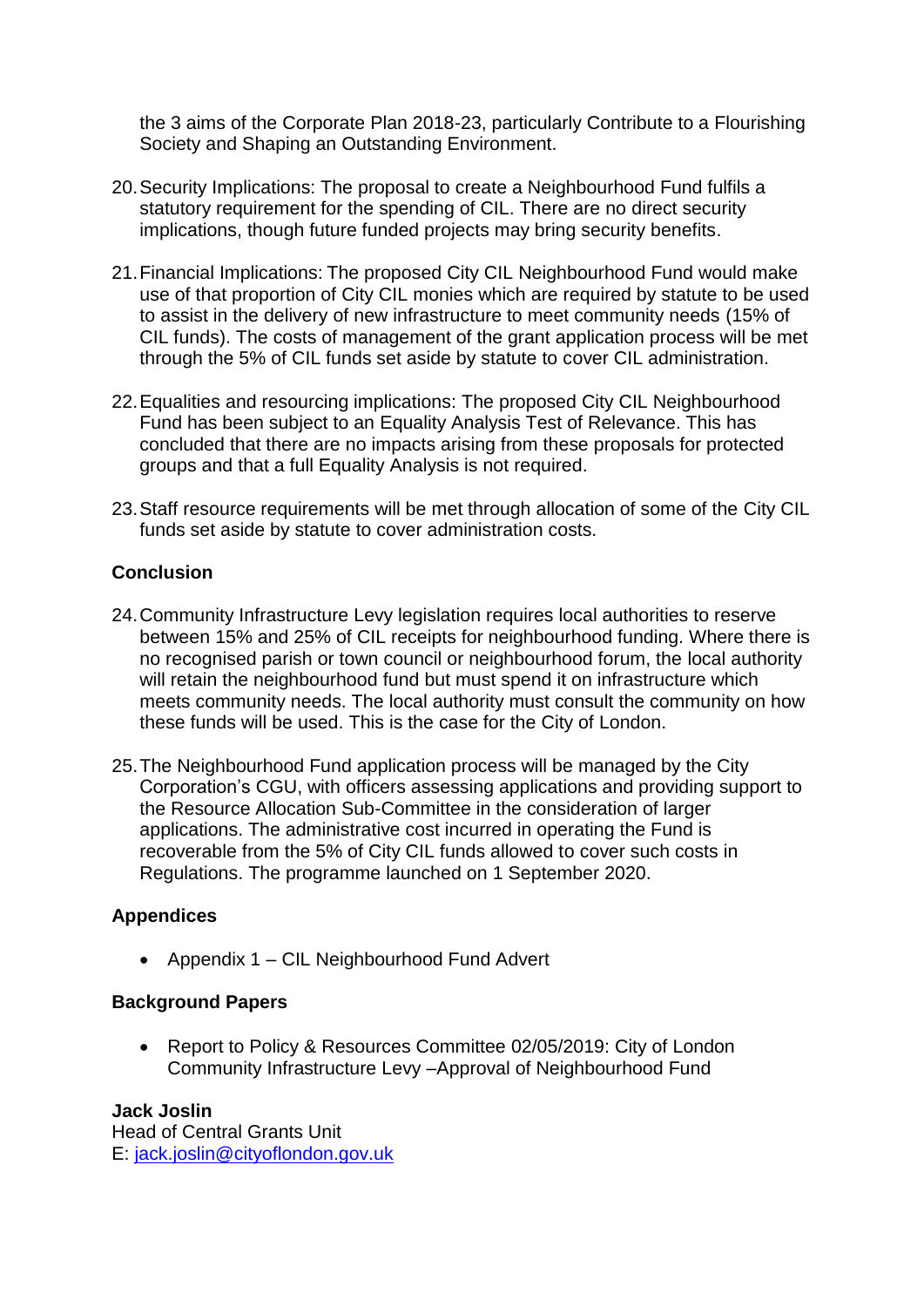the 3 aims of the Corporate Plan 2018-23, particularly Contribute to a Flourishing Society and Shaping an Outstanding Environment.

20. Security Implications: The proposal to create a Neighbourhood Fund fulfils a statutory requirement for the spending of CIL. There are no direct security implications, though future funded projects may bring security benefits.

21. Financial Implications: The proposed City CIL Neighbourhood Fund would make use of that proportion of City CIL monies which are required by statute to be used to assist in the delivery of new infrastructure to meet community needs (15% of CIL funds). The costs of management of the grant application process will be met through the 5% of CIL funds set aside by statute to cover CIL administration.

22. Equalities and resourcing implications: The proposed City CIL Neighbourhood Fund has been subject to an Equality Analysis Test of Relevance. This has concluded that there are no impacts arising from these proposals for protected groups and that a full Equality Analysis is not required.

23. Staff resource requirements will be met through allocation of some of the City CIL funds set aside by statute to cover administration costs.

## Conclusion

24. Community Infrastructure Levy legislation requires local authorities to reserve between 15% and 25% of CIL receipts for neighbourhood funding. Where there is no recognised parish or town council or neighbourhood forum, the local authority will retain the neighbourhood fund but must spend it on infrastructure which meets community needs. The local authority must consult the community on how these funds will be used. This is the case for the City of London.

25. The Neighbourhood Fund application process will be managed by the City Corporation's CGU, with officers assessing applications and providing support to the Resource Allocation Sub-Committee in the consideration of larger applications. The administrative cost incurred in operating the Fund is recoverable from the 5% of City CIL funds allowed to cover such costs in Regulations. The programme launched on 1 September 2020.

## Appendices

- Appendix 1 – CIL Neighbourhood Fund Advert

## Background Papers

- Report to Policy & Resources Committee 02/05/2019: City of London Community Infrastructure Levy –Approval of Neighbourhood Fund

**Jack Joslin**
Head of Central Grants Unit
E: jack.joslin@cityoflondon.gov.uk